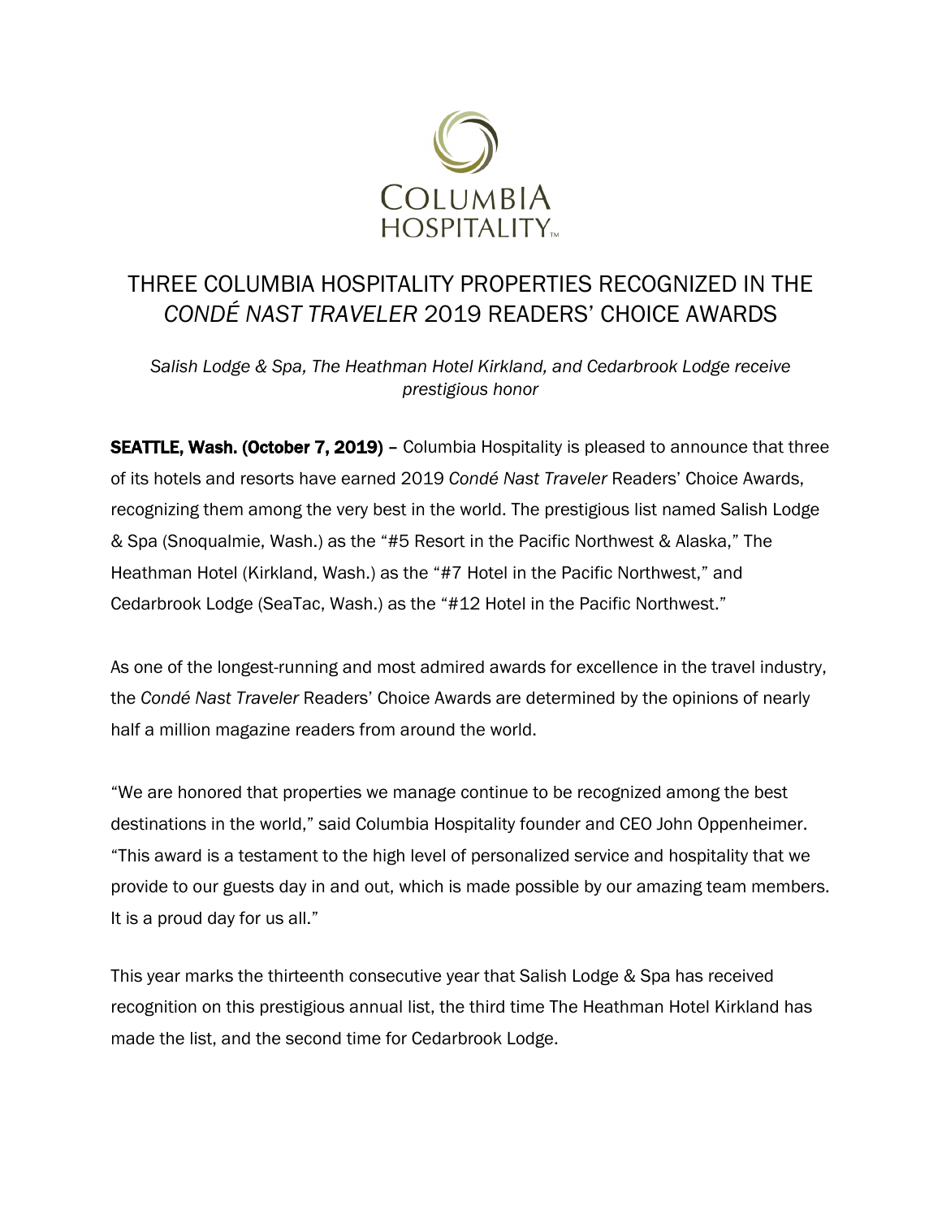COLUMBIA
HOSPITALITY™

# THREE COLUMBIA HOSPITALITY PROPERTIES RECOGNIZED IN THE *CONDÉ NAST TRAVELER* 2019 READERS' CHOICE AWARDS

*Salish Lodge & Spa, The Heathman Hotel Kirkland, and Cedarbrook Lodge receive prestigious honor*

**SEATTLE, Wash. (October 7, 2019)** – Columbia Hospitality is pleased to announce that three of its hotels and resorts have earned 2019 *Condé Nast Traveler* Readers' Choice Awards, recognizing them among the very best in the world. The prestigious list named Salish Lodge & Spa (Snoqualmie, Wash.) as the "#5 Resort in the Pacific Northwest & Alaska," The Heathman Hotel (Kirkland, Wash.) as the "#7 Hotel in the Pacific Northwest," and Cedarbrook Lodge (SeaTac, Wash.) as the "#12 Hotel in the Pacific Northwest."

As one of the longest-running and most admired awards for excellence in the travel industry, the *Condé Nast Traveler* Readers' Choice Awards are determined by the opinions of nearly half a million magazine readers from around the world.

"We are honored that properties we manage continue to be recognized among the best destinations in the world," said Columbia Hospitality founder and CEO John Oppenheimer. "This award is a testament to the high level of personalized service and hospitality that we provide to our guests day in and out, which is made possible by our amazing team members. It is a proud day for us all."

This year marks the thirteenth consecutive year that Salish Lodge & Spa has received recognition on this prestigious annual list, the third time The Heathman Hotel Kirkland has made the list, and the second time for Cedarbrook Lodge.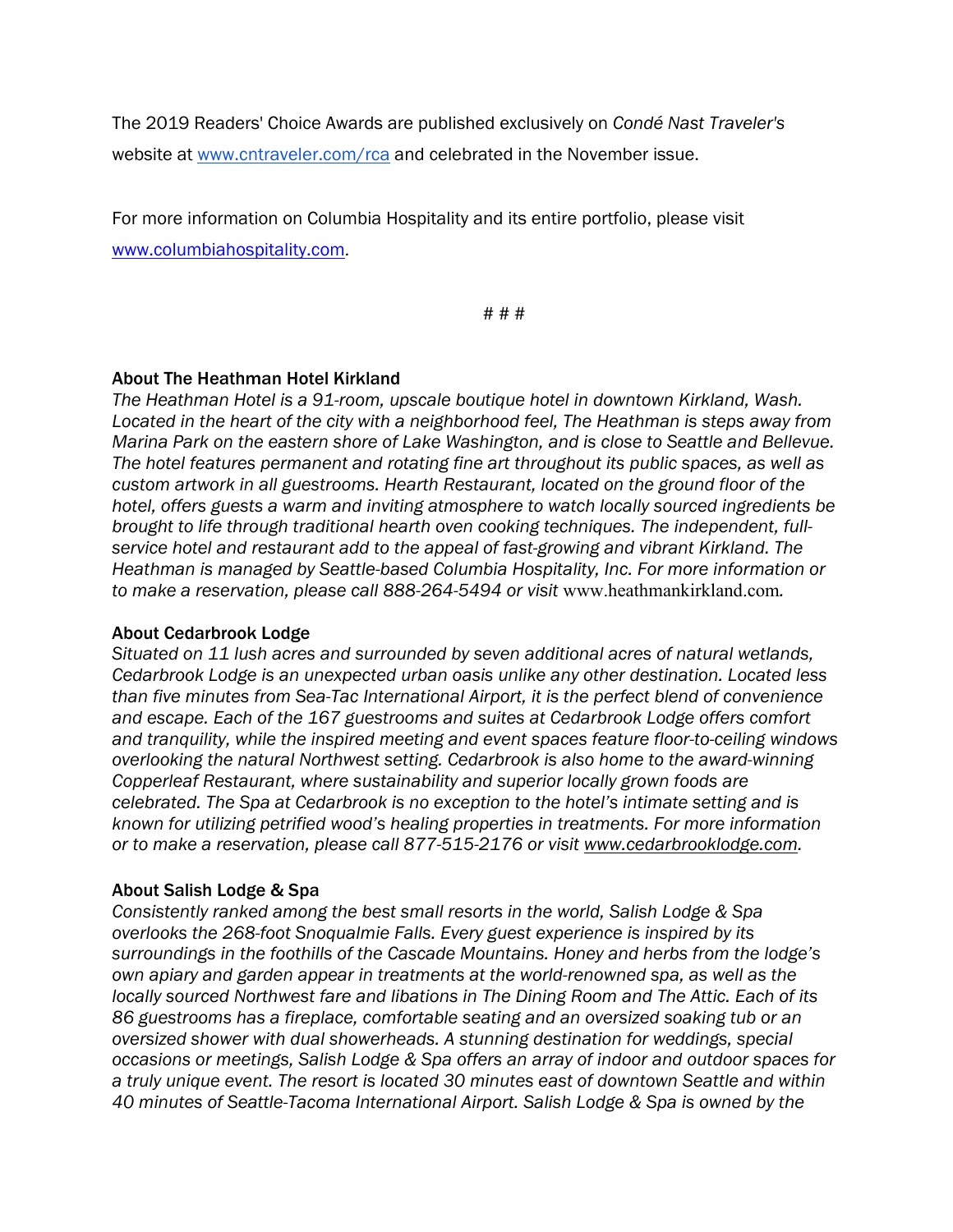The 2019 Readers' Choice Awards are published exclusively on *Condé Nast Traveler's* website at [www.cntraveler.com/rca](http://www.cntraveler.com/rca) and celebrated in the November issue.

For more information on Columbia Hospitality and its entire portfolio, please visit [www.columbiahospitality.com](http://www.columbiahospitality.com).

# # #

**About The Heathman Hotel Kirkland**

*The Heathman Hotel is a 91-room, upscale boutique hotel in downtown Kirkland, Wash. Located in the heart of the city with a neighborhood feel, The Heathman is steps away from Marina Park on the eastern shore of Lake Washington, and is close to Seattle and Bellevue. The hotel features permanent and rotating fine art throughout its public spaces, as well as custom artwork in all guestrooms. Hearth Restaurant, located on the ground floor of the hotel, offers guests a warm and inviting atmosphere to watch locally sourced ingredients be brought to life through traditional hearth oven cooking techniques. The independent, full-service hotel and restaurant add to the appeal of fast-growing and vibrant Kirkland. The Heathman is managed by Seattle-based Columbia Hospitality, Inc. For more information or to make a reservation, please call 888-264-5494 or visit* www.heathmankirkland.com*.*

**About Cedarbrook Lodge**

*Situated on 11 lush acres and surrounded by seven additional acres of natural wetlands, Cedarbrook Lodge is an unexpected urban oasis unlike any other destination. Located less than five minutes from Sea-Tac International Airport, it is the perfect blend of convenience and escape. Each of the 167 guestrooms and suites at Cedarbrook Lodge offers comfort and tranquility, while the inspired meeting and event spaces feature floor-to-ceiling windows overlooking the natural Northwest setting. Cedarbrook is also home to the award-winning Copperleaf Restaurant, where sustainability and superior locally grown foods are celebrated. The Spa at Cedarbrook is no exception to the hotel's intimate setting and is known for utilizing petrified wood's healing properties in treatments. For more information or to make a reservation, please call 877-515-2176 or visit [www.cedarbrooklodge.com](http://www.cedarbrooklodge.com).*

**About Salish Lodge & Spa**

*Consistently ranked among the best small resorts in the world, Salish Lodge & Spa overlooks the 268-foot Snoqualmie Falls. Every guest experience is inspired by its surroundings in the foothills of the Cascade Mountains. Honey and herbs from the lodge's own apiary and garden appear in treatments at the world-renowned spa, as well as the locally sourced Northwest fare and libations in The Dining Room and The Attic. Each of its 86 guestrooms has a fireplace, comfortable seating and an oversized soaking tub or an oversized shower with dual showerheads. A stunning destination for weddings, special occasions or meetings, Salish Lodge & Spa offers an array of indoor and outdoor spaces for a truly unique event. The resort is located 30 minutes east of downtown Seattle and within 40 minutes of Seattle-Tacoma International Airport. Salish Lodge & Spa is owned by the*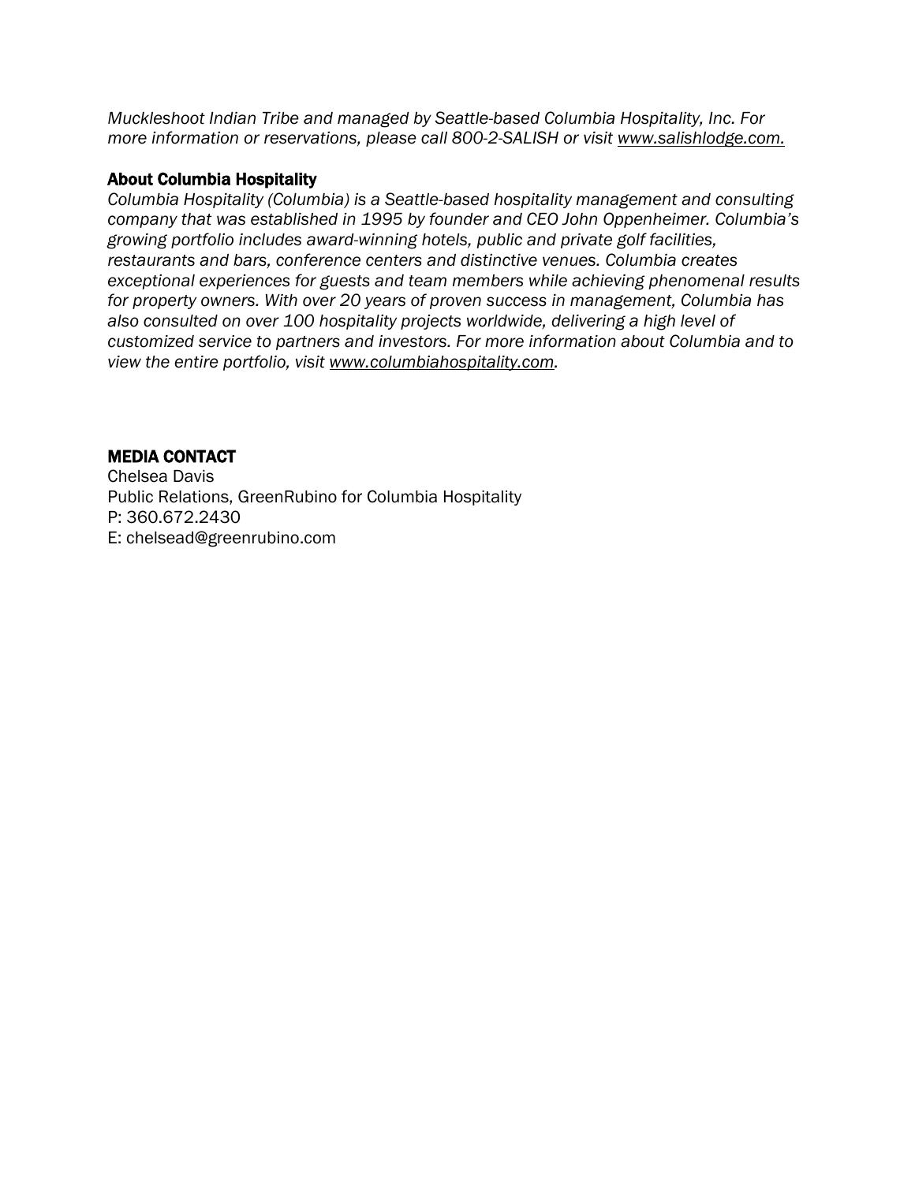*Muckleshoot Indian Tribe and managed by Seattle-based Columbia Hospitality, Inc. For more information or reservations, please call 800-2-SALISH or visit www.salishlodge.com.*

### About Columbia Hospitality

*Columbia Hospitality (Columbia) is a Seattle-based hospitality management and consulting company that was established in 1995 by founder and CEO John Oppenheimer. Columbia's growing portfolio includes award-winning hotels, public and private golf facilities, restaurants and bars, conference centers and distinctive venues. Columbia creates exceptional experiences for guests and team members while achieving phenomenal results for property owners. With over 20 years of proven success in management, Columbia has also consulted on over 100 hospitality projects worldwide, delivering a high level of customized service to partners and investors. For more information about Columbia and to view the entire portfolio, visit www.columbiahospitality.com.*

### MEDIA CONTACT

Chelsea Davis
Public Relations, GreenRubino for Columbia Hospitality
P: 360.672.2430
E: chelsead@greenrubino.com